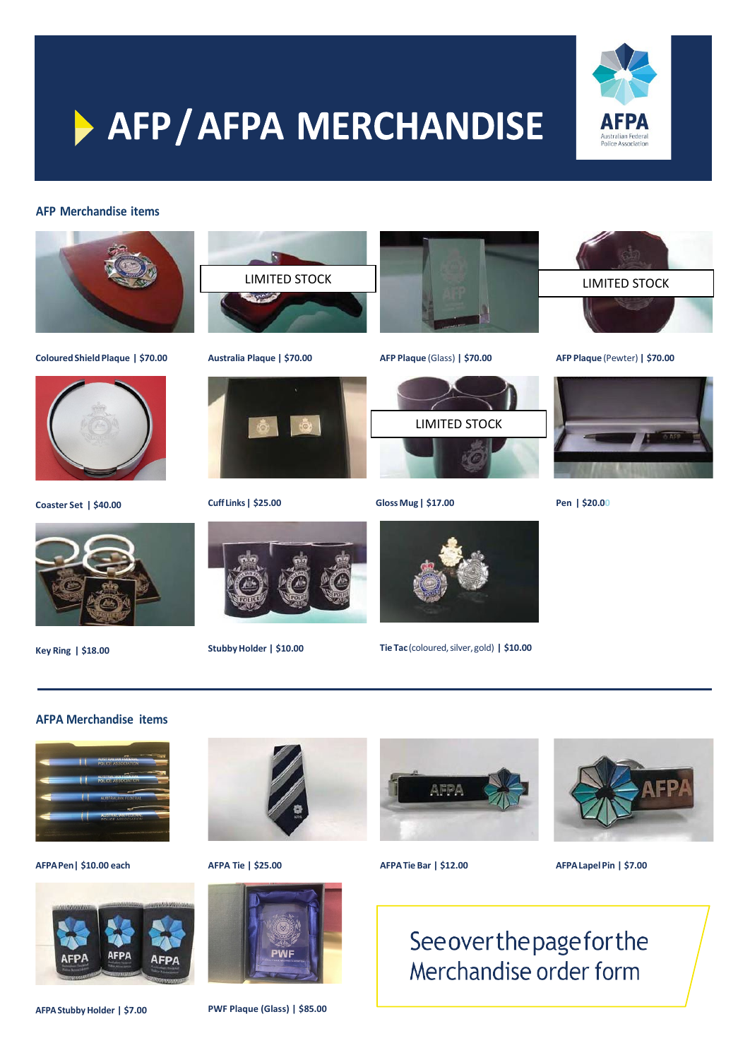# AFP / AFPA MERCHANDISE

AFPA
Australian Federal Police Association

## AFP Merchandise items

LIMITED STOCK

LIMITED STOCK

**Coloured Shield Plaque | $70.00**

**Australia Plaque | $70.00**

**AFP Plaque** (Glass) **| $70.00**

**AFP Plaque** (Pewter) **| $70.00**

LIMITED STOCK

**Coaster Set | $40.00**

**Cuff Links | $25.00**

**Gloss Mug | $17.00**

**Pen | $20.00**

**Key Ring | $18.00**

**Stubby Holder | $10.00**

**Tie Tac** (coloured, silver, gold) **| $10.00**

## AFPA Merchandise items

**AFPA Pen | $10.00 each**

**AFPA Tie | $25.00**

**AFPA Tie Bar | $12.00**

**AFPA Lapel Pin | $7.00**

**AFPA Stubby Holder | $7.00**

**PWF Plaque (Glass) | $85.00**

See over the page for the Merchandise order form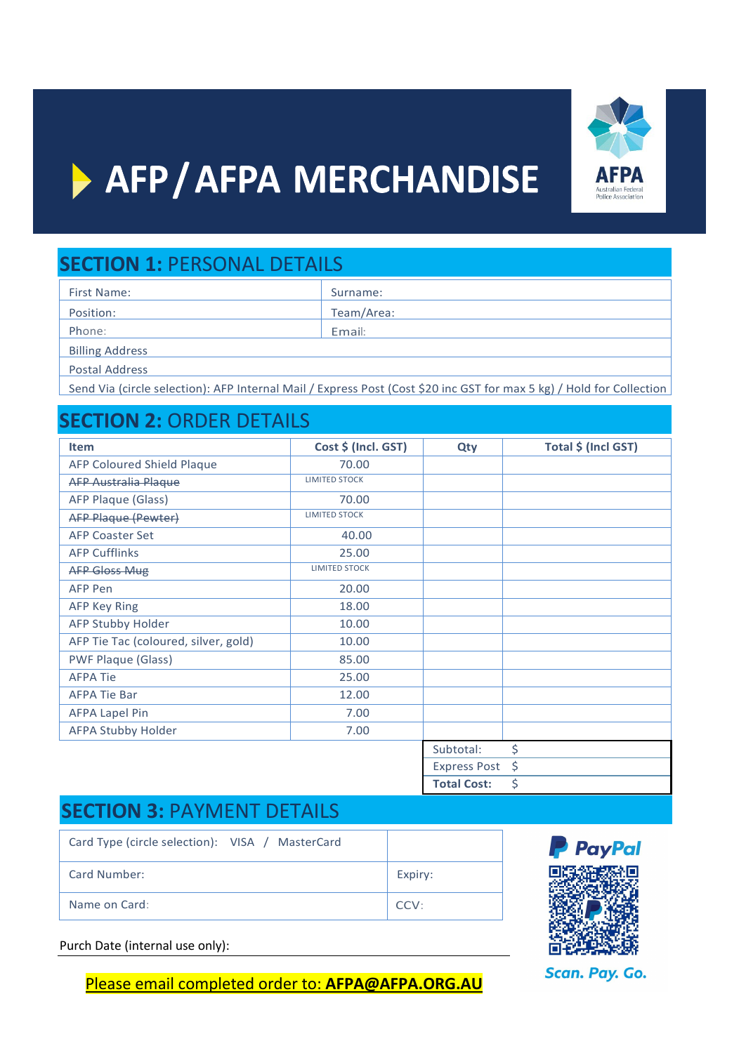# AFP / AFPA MERCHANDISE

AFPA
Australian Federal Police Association

## SECTION 1: PERSONAL DETAILS

| | |
|---|---|
| First Name: | Surname: |
| Position: | Team/Area: |
| Phone: | Email: |
| Billing Address | |
| Postal Address | |
| Send Via (circle selection): AFP Internal Mail / Express Post (Cost $20 inc GST for max 5 kg) / Hold for Collection | |

## SECTION 2: ORDER DETAILS

| Item | Cost $ (Incl. GST) | Qty | Total $ (Incl GST) |
|---|---|---|---|
| AFP Coloured Shield Plaque | 70.00 | | |
| ~~AFP Australia Plaque~~ | LIMITED STOCK | | |
| AFP Plaque (Glass) | 70.00 | | |
| ~~AFP Plaque (Pewter)~~ | LIMITED STOCK | | |
| AFP Coaster Set | 40.00 | | |
| AFP Cufflinks | 25.00 | | |
| ~~AFP Gloss Mug~~ | LIMITED STOCK | | |
| AFP Pen | 20.00 | | |
| AFP Key Ring | 18.00 | | |
| AFP Stubby Holder | 10.00 | | |
| AFP Tie Tac (coloured, silver, gold) | 10.00 | | |
| PWF Plaque (Glass) | 85.00 | | |
| AFPA Tie | 25.00 | | |
| AFPA Tie Bar | 12.00 | | |
| AFPA Lapel Pin | 7.00 | | |
| AFPA Stubby Holder | 7.00 | | |
| | | Subtotal: | $ |
| | | Express Post | $ |
| | | **Total Cost:** | $ |

## SECTION 3: PAYMENT DETAILS

| | |
|---|---|
| Card Type (circle selection): VISA / MasterCard | |
| Card Number: | Expiry: |
| Name on Card: | CCV: |

Purch Date (internal use only):

PayPal

Scan. Pay. Go.

Please email completed order to: **AFPA@AFPA.ORG.AU**